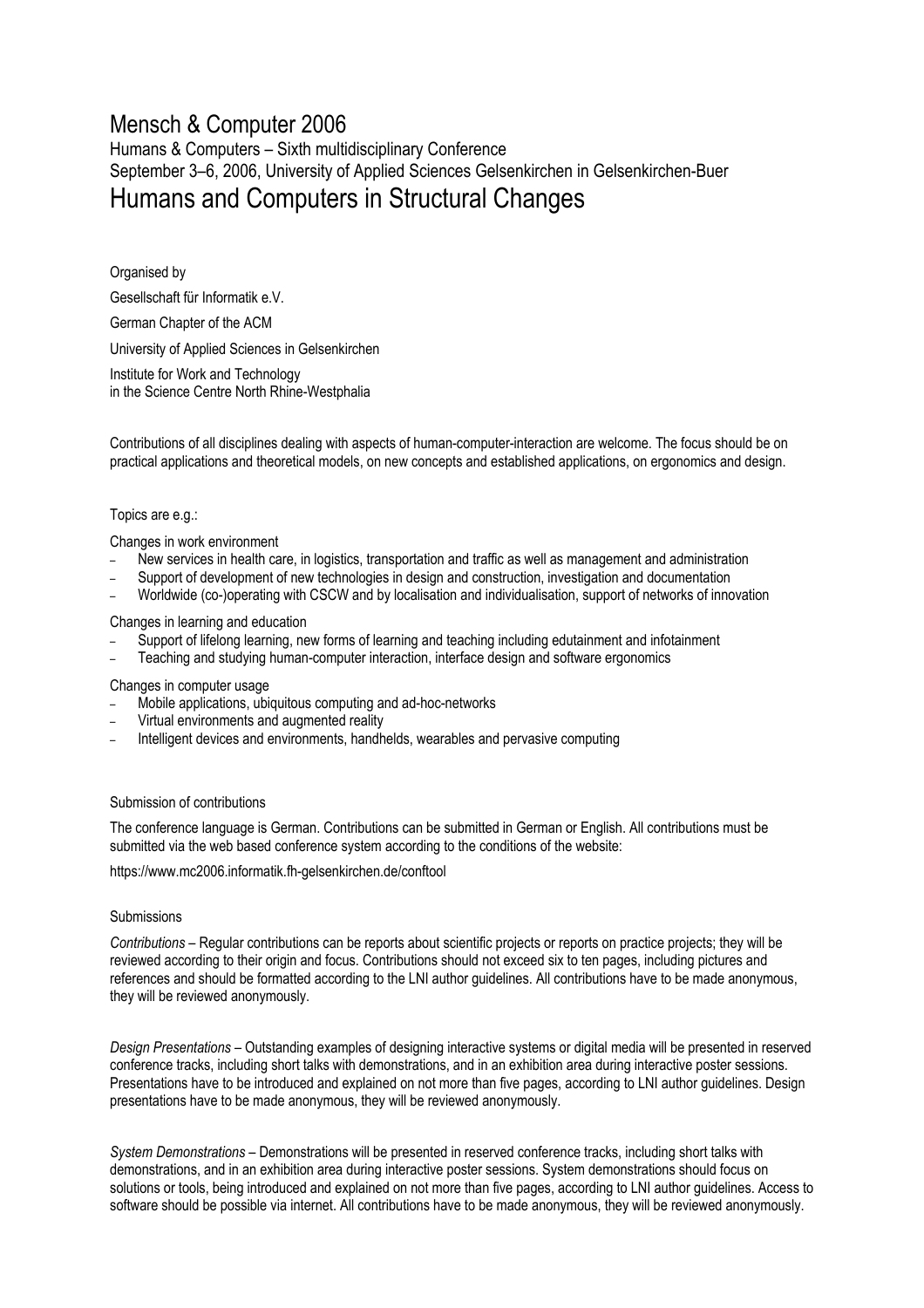# Mensch & Computer 2006

Humans & Computers – Sixth multidisciplinary Conference

September 3–6, 2006, University of Applied Sciences Gelsenkirchen in Gelsenkirchen-Buer

# Humans and Computers in Structural Changes

Organised by

Gesellschaft für Informatik e.V.

German Chapter of the ACM

University of Applied Sciences in Gelsenkirchen

Institute for Work and Technology
in the Science Centre North Rhine-Westphalia

Contributions of all disciplines dealing with aspects of human-computer-interaction are welcome. The focus should be on practical applications and theoretical models, on new concepts and established applications, on ergonomics and design.

Topics are e.g.:

Changes in work environment

- New services in health care, in logistics, transportation and traffic as well as management and administration
- Support of development of new technologies in design and construction, investigation and documentation
- Worldwide (co-)operating with CSCW and by localisation and individualisation, support of networks of innovation

Changes in learning and education

- Support of lifelong learning, new forms of learning and teaching including edutainment and infotainment
- Teaching and studying human-computer interaction, interface design and software ergonomics

Changes in computer usage

- Mobile applications, ubiquitous computing and ad-hoc-networks
- Virtual environments and augmented reality
- Intelligent devices and environments, handhelds, wearables and pervasive computing

Submission of contributions

The conference language is German. Contributions can be submitted in German or English. All contributions must be submitted via the web based conference system according to the conditions of the website:

https://www.mc2006.informatik.fh-gelsenkirchen.de/conftool

Submissions

*Contributions* – Regular contributions can be reports about scientific projects or reports on practice projects; they will be reviewed according to their origin and focus. Contributions should not exceed six to ten pages, including pictures and references and should be formatted according to the LNI author guidelines. All contributions have to be made anonymous, they will be reviewed anonymously.

*Design Presentations* – Outstanding examples of designing interactive systems or digital media will be presented in reserved conference tracks, including short talks with demonstrations, and in an exhibition area during interactive poster sessions. Presentations have to be introduced and explained on not more than five pages, according to LNI author guidelines. Design presentations have to be made anonymous, they will be reviewed anonymously.

*System Demonstrations* – Demonstrations will be presented in reserved conference tracks, including short talks with demonstrations, and in an exhibition area during interactive poster sessions. System demonstrations should focus on solutions or tools, being introduced and explained on not more than five pages, according to LNI author guidelines. Access to software should be possible via internet. All contributions have to be made anonymous, they will be reviewed anonymously.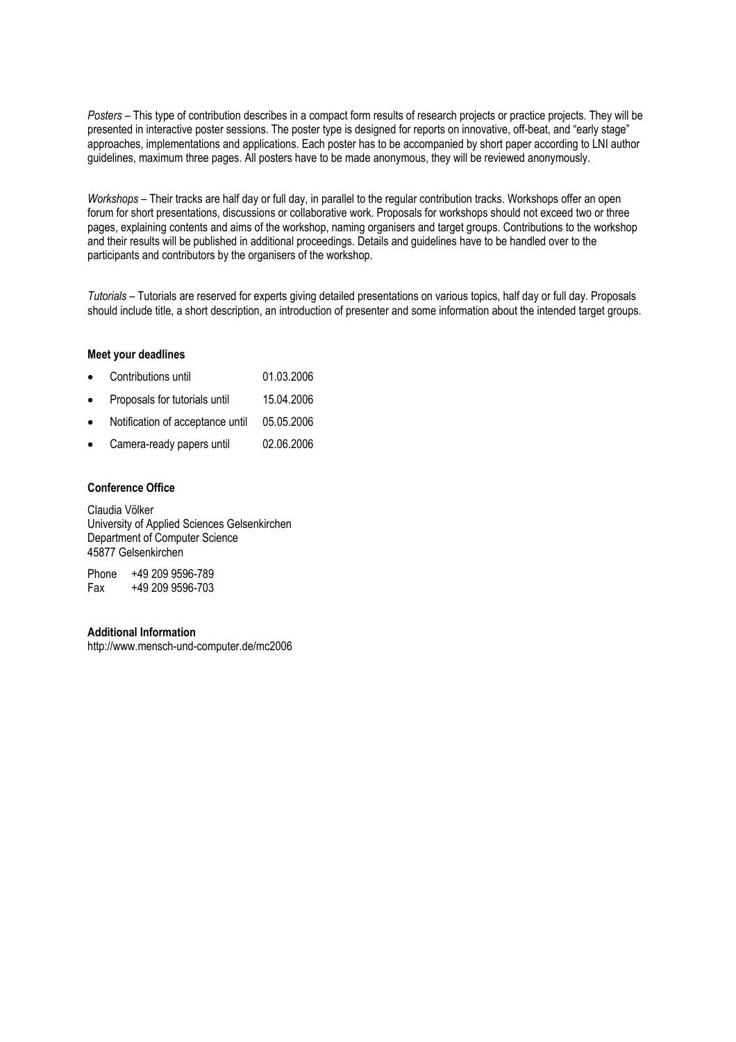*Posters* – This type of contribution describes in a compact form results of research projects or practice projects. They will be presented in interactive poster sessions. The poster type is designed for reports on innovative, off-beat, and "early stage" approaches, implementations and applications. Each poster has to be accompanied by short paper according to LNI author guidelines, maximum three pages. All posters have to be made anonymous, they will be reviewed anonymously.

*Workshops* – Their tracks are half day or full day, in parallel to the regular contribution tracks. Workshops offer an open forum for short presentations, discussions or collaborative work. Proposals for workshops should not exceed two or three pages, explaining contents and aims of the workshop, naming organisers and target groups. Contributions to the workshop and their results will be published in additional proceedings. Details and guidelines have to be handled over to the participants and contributors by the organisers of the workshop.

*Tutorials* – Tutorials are reserved for experts giving detailed presentations on various topics, half day or full day. Proposals should include title, a short description, an introduction of presenter and some information about the intended target groups.

**Meet your deadlines**

- Contributions until 01.03.2006
- Proposals for tutorials until 15.04.2006
- Notification of acceptance until 05.05.2006
- Camera-ready papers until 02.06.2006

**Conference Office**

Claudia Völker
University of Applied Sciences Gelsenkirchen
Department of Computer Science
45877 Gelsenkirchen

Phone +49 209 9596-789
Fax +49 209 9596-703

**Additional Information**
http://www.mensch-und-computer.de/mc2006